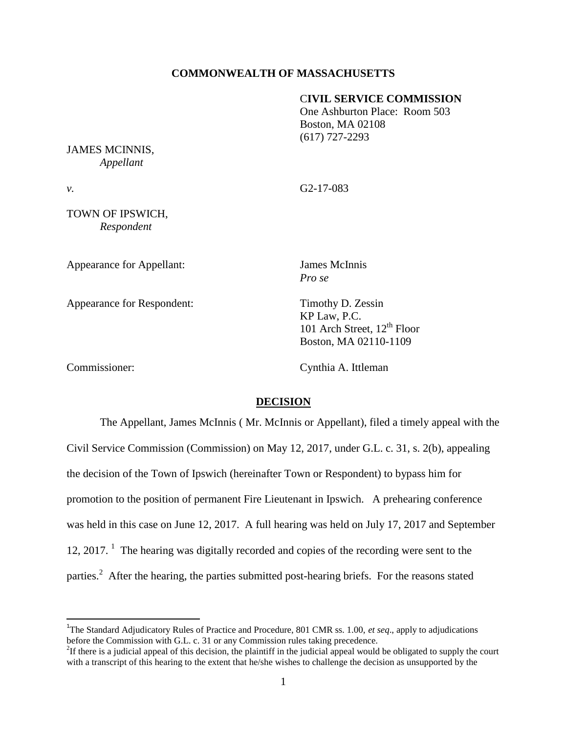**COMMONWEALTH OF MASSACHUSETTS**

**CIVIL SERVICE COMMISSION**
One Ashburton Place: Room 503
Boston, MA 02108
(617) 727-2293

JAMES MCINNIS,
*Appellant*

*v.* G2-17-083

TOWN OF IPSWICH,
*Respondent*

Appearance for Appellant: James McInnis
*Pro se*

Appearance for Respondent: Timothy D. Zessin
KP Law, P.C.
101 Arch Street, 12th Floor
Boston, MA 02110-1109

Commissioner: Cynthia A. Ittleman

## DECISION

The Appellant, James McInnis ( Mr. McInnis or Appellant), filed a timely appeal with the Civil Service Commission (Commission) on May 12, 2017, under G.L. c. 31, s. 2(b), appealing the decision of the Town of Ipswich (hereinafter Town or Respondent) to bypass him for promotion to the position of permanent Fire Lieutenant in Ipswich. A prehearing conference was held in this case on June 12, 2017. A full hearing was held on July 17, 2017 and September 12, 2017. [1] The hearing was digitally recorded and copies of the recording were sent to the parties.[2] After the hearing, the parties submitted post-hearing briefs. For the reasons stated

---

[1]The Standard Adjudicatory Rules of Practice and Procedure, 801 CMR ss. 1.00, *et seq*., apply to adjudications before the Commission with G.L. c. 31 or any Commission rules taking precedence.

[2]If there is a judicial appeal of this decision, the plaintiff in the judicial appeal would be obligated to supply the court with a transcript of this hearing to the extent that he/she wishes to challenge the decision as unsupported by the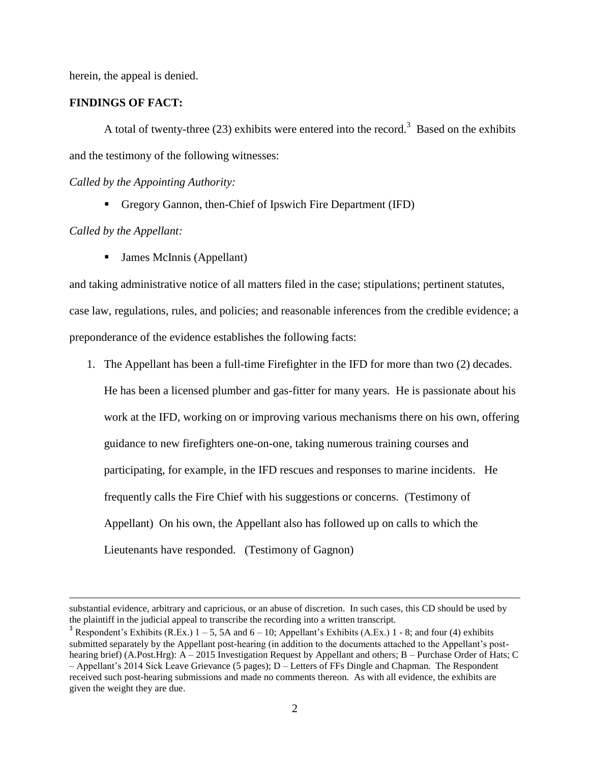herein, the appeal is denied.

**FINDINGS OF FACT:**

A total of twenty-three (23) exhibits were entered into the record.[3] Based on the exhibits and the testimony of the following witnesses:

*Called by the Appointing Authority:*

- Gregory Gannon, then-Chief of Ipswich Fire Department (IFD)

*Called by the Appellant:*

- James McInnis (Appellant)

and taking administrative notice of all matters filed in the case; stipulations; pertinent statutes, case law, regulations, rules, and policies; and reasonable inferences from the credible evidence; a preponderance of the evidence establishes the following facts:

1. The Appellant has been a full-time Firefighter in the IFD for more than two (2) decades. He has been a licensed plumber and gas-fitter for many years. He is passionate about his work at the IFD, working on or improving various mechanisms there on his own, offering guidance to new firefighters one-on-one, taking numerous training courses and participating, for example, in the IFD rescues and responses to marine incidents. He frequently calls the Fire Chief with his suggestions or concerns. (Testimony of Appellant) On his own, the Appellant also has followed up on calls to which the Lieutenants have responded. (Testimony of Gagnon)

---

substantial evidence, arbitrary and capricious, or an abuse of discretion. In such cases, this CD should be used by the plaintiff in the judicial appeal to transcribe the recording into a written transcript.

[3] Respondent's Exhibits (R.Ex.) 1 – 5, 5A and 6 – 10; Appellant's Exhibits (A.Ex.) 1 - 8; and four (4) exhibits submitted separately by the Appellant post-hearing (in addition to the documents attached to the Appellant's post-hearing brief) (A.Post.Hrg): A – 2015 Investigation Request by Appellant and others; B – Purchase Order of Hats; C – Appellant's 2014 Sick Leave Grievance (5 pages); D – Letters of FFs Dingle and Chapman. The Respondent received such post-hearing submissions and made no comments thereon. As with all evidence, the exhibits are given the weight they are due.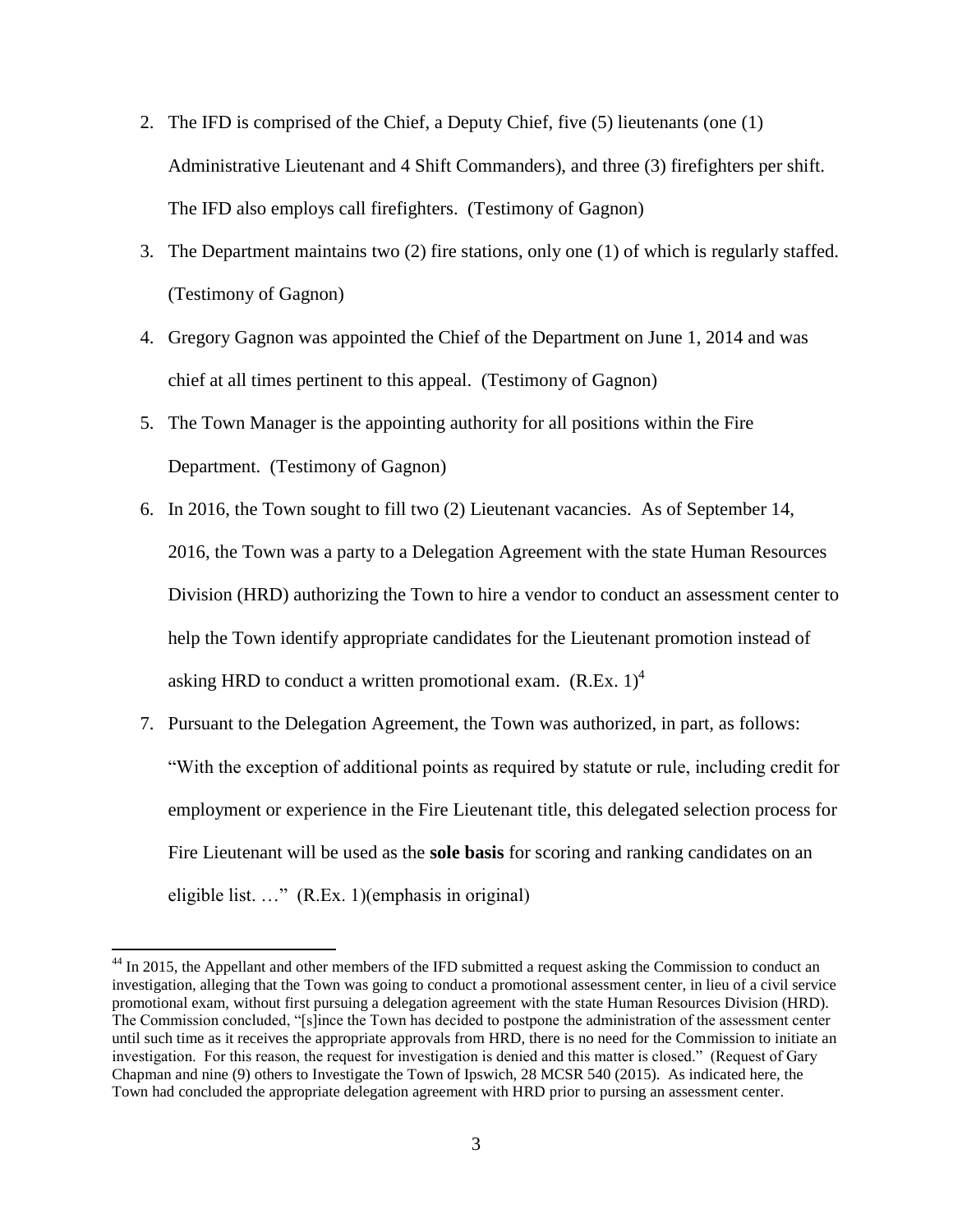2. The IFD is comprised of the Chief, a Deputy Chief, five (5) lieutenants (one (1) Administrative Lieutenant and 4 Shift Commanders), and three (3) firefighters per shift. The IFD also employs call firefighters. (Testimony of Gagnon)
3. The Department maintains two (2) fire stations, only one (1) of which is regularly staffed. (Testimony of Gagnon)
4. Gregory Gagnon was appointed the Chief of the Department on June 1, 2014 and was chief at all times pertinent to this appeal. (Testimony of Gagnon)
5. The Town Manager is the appointing authority for all positions within the Fire Department. (Testimony of Gagnon)
6. In 2016, the Town sought to fill two (2) Lieutenant vacancies. As of September 14, 2016, the Town was a party to a Delegation Agreement with the state Human Resources Division (HRD) authorizing the Town to hire a vendor to conduct an assessment center to help the Town identify appropriate candidates for the Lieutenant promotion instead of asking HRD to conduct a written promotional exam. (R.Ex. 1)[4]
7. Pursuant to the Delegation Agreement, the Town was authorized, in part, as follows: "With the exception of additional points as required by statute or rule, including credit for employment or experience in the Fire Lieutenant title, this delegated selection process for Fire Lieutenant will be used as the **sole basis** for scoring and ranking candidates on an eligible list. …" (R.Ex. 1)(emphasis in original)

---

[44] In 2015, the Appellant and other members of the IFD submitted a request asking the Commission to conduct an investigation, alleging that the Town was going to conduct a promotional assessment center, in lieu of a civil service promotional exam, without first pursuing a delegation agreement with the state Human Resources Division (HRD). The Commission concluded, "[s]ince the Town has decided to postpone the administration of the assessment center until such time as it receives the appropriate approvals from HRD, there is no need for the Commission to initiate an investigation. For this reason, the request for investigation is denied and this matter is closed." (Request of Gary Chapman and nine (9) others to Investigate the Town of Ipswich, 28 MCSR 540 (2015). As indicated here, the Town had concluded the appropriate delegation agreement with HRD prior to pursing an assessment center.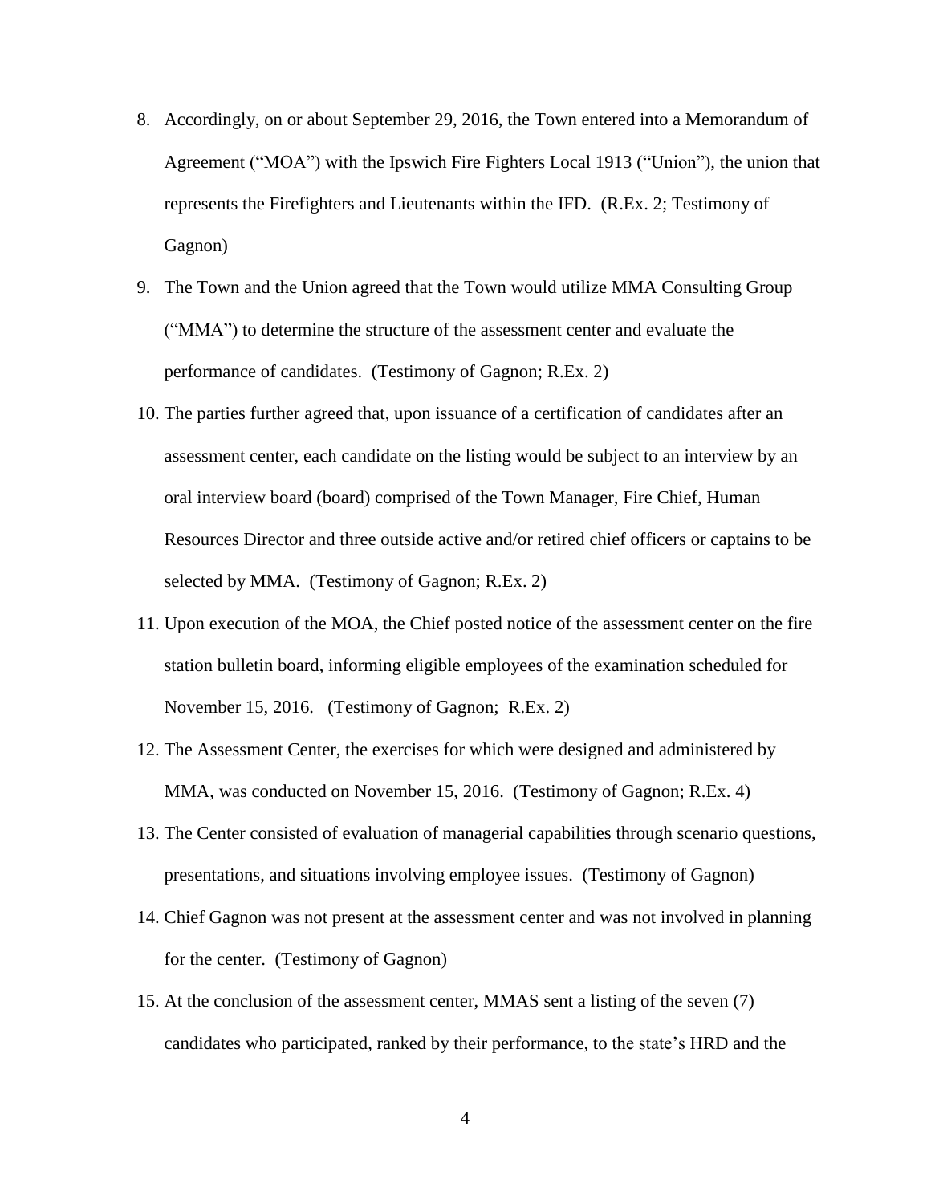8. Accordingly, on or about September 29, 2016, the Town entered into a Memorandum of Agreement ("MOA") with the Ipswich Fire Fighters Local 1913 ("Union"), the union that represents the Firefighters and Lieutenants within the IFD. (R.Ex. 2; Testimony of Gagnon)
9. The Town and the Union agreed that the Town would utilize MMA Consulting Group ("MMA") to determine the structure of the assessment center and evaluate the performance of candidates. (Testimony of Gagnon; R.Ex. 2)
10. The parties further agreed that, upon issuance of a certification of candidates after an assessment center, each candidate on the listing would be subject to an interview by an oral interview board (board) comprised of the Town Manager, Fire Chief, Human Resources Director and three outside active and/or retired chief officers or captains to be selected by MMA. (Testimony of Gagnon; R.Ex. 2)
11. Upon execution of the MOA, the Chief posted notice of the assessment center on the fire station bulletin board, informing eligible employees of the examination scheduled for November 15, 2016. (Testimony of Gagnon; R.Ex. 2)
12. The Assessment Center, the exercises for which were designed and administered by MMA, was conducted on November 15, 2016. (Testimony of Gagnon; R.Ex. 4)
13. The Center consisted of evaluation of managerial capabilities through scenario questions, presentations, and situations involving employee issues. (Testimony of Gagnon)
14. Chief Gagnon was not present at the assessment center and was not involved in planning for the center. (Testimony of Gagnon)
15. At the conclusion of the assessment center, MMAS sent a listing of the seven (7) candidates who participated, ranked by their performance, to the state's HRD and the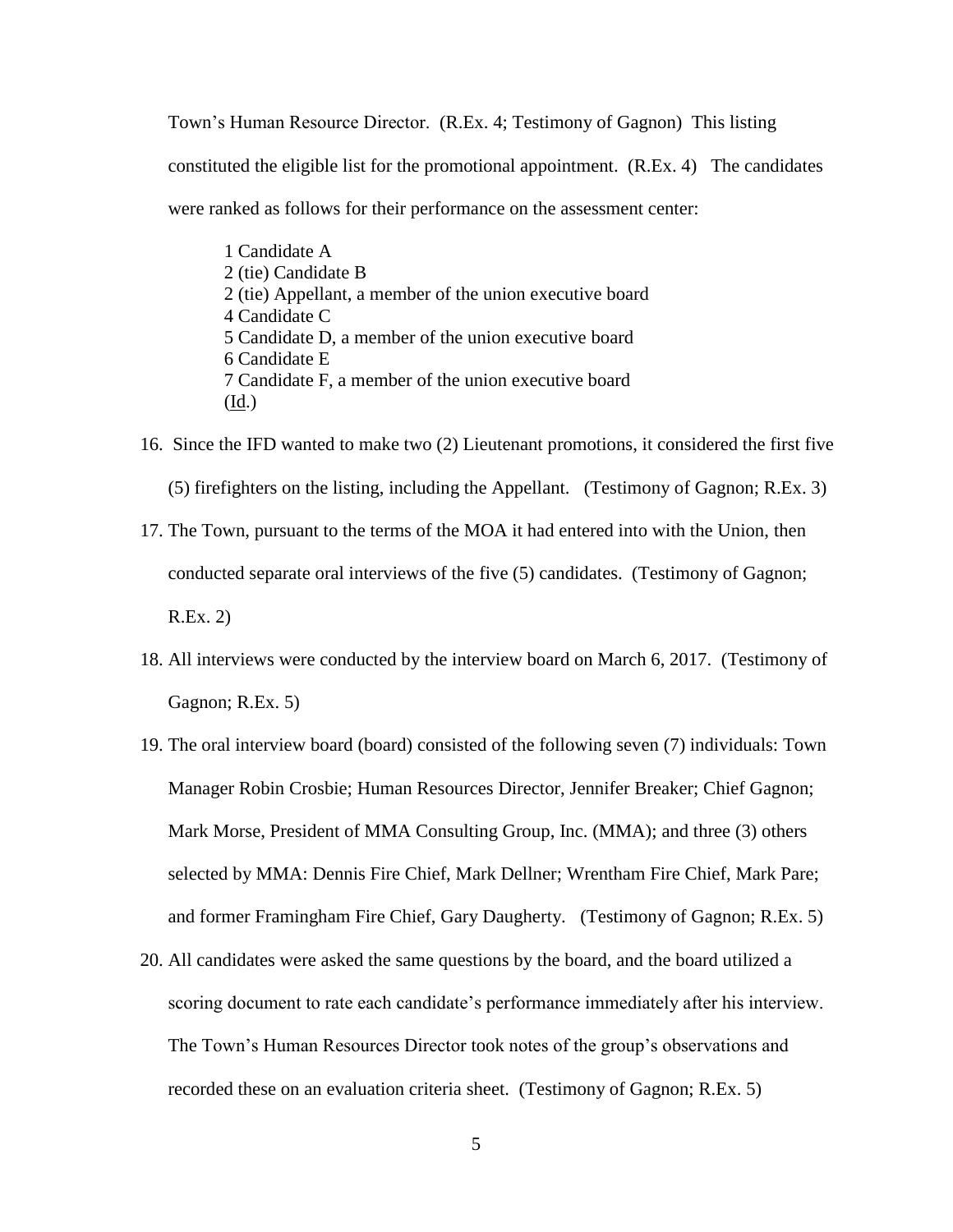Town's Human Resource Director. (R.Ex. 4; Testimony of Gagnon) This listing constituted the eligible list for the promotional appointment. (R.Ex. 4) The candidates were ranked as follows for their performance on the assessment center:

> 1 Candidate A
> 2 (tie) Candidate B
> 2 (tie) Appellant, a member of the union executive board
> 4 Candidate C
> 5 Candidate D, a member of the union executive board
> 6 Candidate E
> 7 Candidate F, a member of the union executive board
> (Id.)

16. Since the IFD wanted to make two (2) Lieutenant promotions, it considered the first five (5) firefighters on the listing, including the Appellant. (Testimony of Gagnon; R.Ex. 3)

17. The Town, pursuant to the terms of the MOA it had entered into with the Union, then conducted separate oral interviews of the five (5) candidates. (Testimony of Gagnon; R.Ex. 2)

18. All interviews were conducted by the interview board on March 6, 2017. (Testimony of Gagnon; R.Ex. 5)

19. The oral interview board (board) consisted of the following seven (7) individuals: Town Manager Robin Crosbie; Human Resources Director, Jennifer Breaker; Chief Gagnon; Mark Morse, President of MMA Consulting Group, Inc. (MMA); and three (3) others selected by MMA: Dennis Fire Chief, Mark Dellner; Wrentham Fire Chief, Mark Pare; and former Framingham Fire Chief, Gary Daugherty. (Testimony of Gagnon; R.Ex. 5)

20. All candidates were asked the same questions by the board, and the board utilized a scoring document to rate each candidate's performance immediately after his interview. The Town's Human Resources Director took notes of the group's observations and recorded these on an evaluation criteria sheet. (Testimony of Gagnon; R.Ex. 5)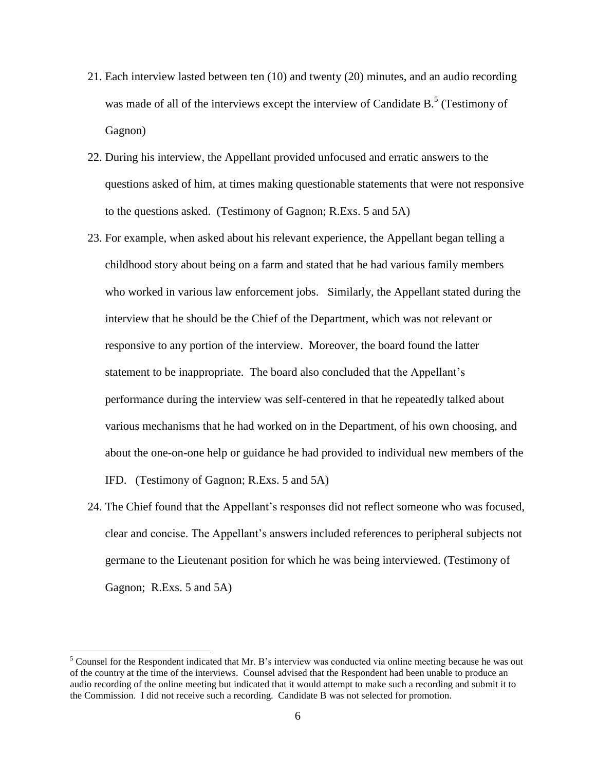21. Each interview lasted between ten (10) and twenty (20) minutes, and an audio recording was made of all of the interviews except the interview of Candidate B.[5] (Testimony of Gagnon)

22. During his interview, the Appellant provided unfocused and erratic answers to the questions asked of him, at times making questionable statements that were not responsive to the questions asked. (Testimony of Gagnon; R.Exs. 5 and 5A)

23. For example, when asked about his relevant experience, the Appellant began telling a childhood story about being on a farm and stated that he had various family members who worked in various law enforcement jobs. Similarly, the Appellant stated during the interview that he should be the Chief of the Department, which was not relevant or responsive to any portion of the interview. Moreover, the board found the latter statement to be inappropriate. The board also concluded that the Appellant's performance during the interview was self-centered in that he repeatedly talked about various mechanisms that he had worked on in the Department, of his own choosing, and about the one-on-one help or guidance he had provided to individual new members of the IFD. (Testimony of Gagnon; R.Exs. 5 and 5A)

24. The Chief found that the Appellant's responses did not reflect someone who was focused, clear and concise. The Appellant's answers included references to peripheral subjects not germane to the Lieutenant position for which he was being interviewed. (Testimony of Gagnon; R.Exs. 5 and 5A)

---

[5] Counsel for the Respondent indicated that Mr. B's interview was conducted via online meeting because he was out of the country at the time of the interviews. Counsel advised that the Respondent had been unable to produce an audio recording of the online meeting but indicated that it would attempt to make such a recording and submit it to the Commission. I did not receive such a recording. Candidate B was not selected for promotion.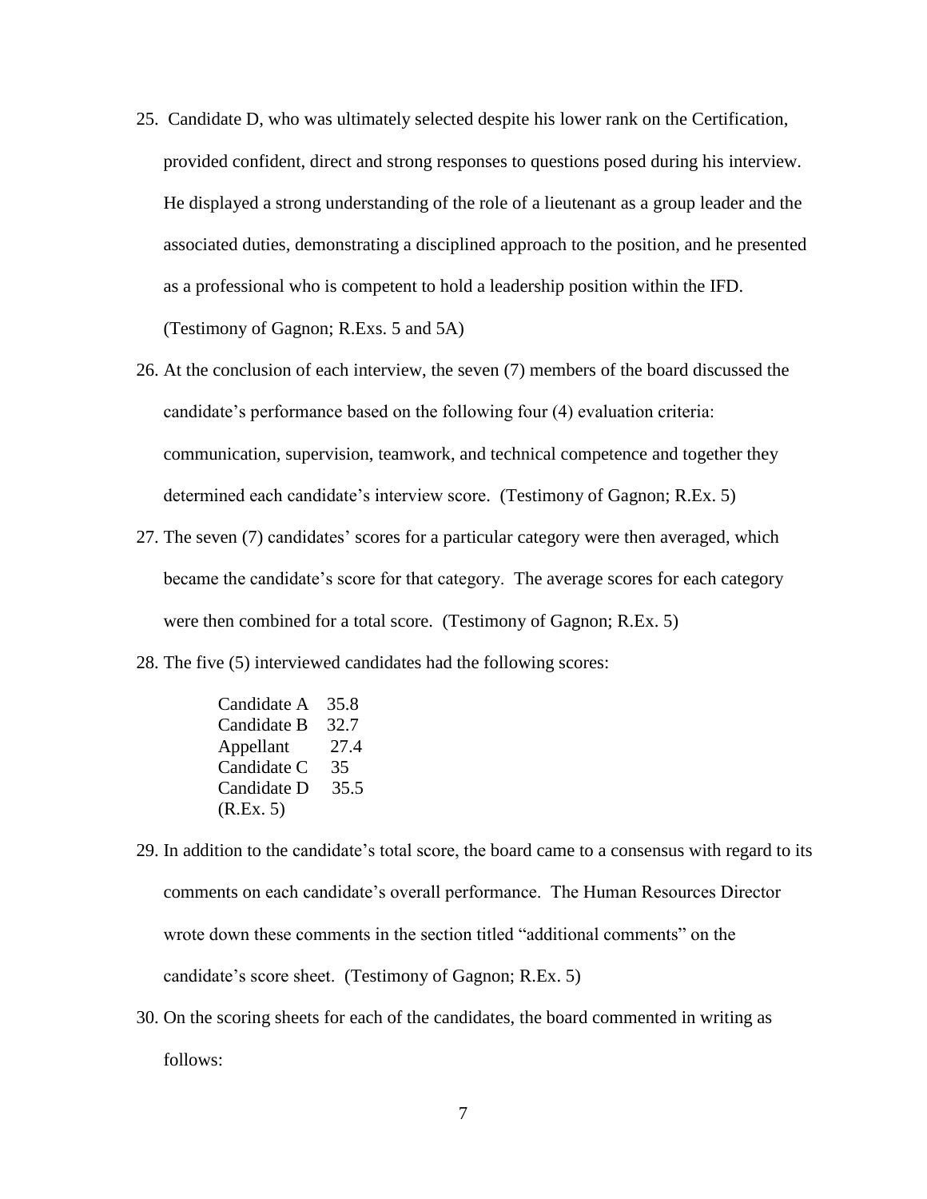25. Candidate D, who was ultimately selected despite his lower rank on the Certification, provided confident, direct and strong responses to questions posed during his interview. He displayed a strong understanding of the role of a lieutenant as a group leader and the associated duties, demonstrating a disciplined approach to the position, and he presented as a professional who is competent to hold a leadership position within the IFD. (Testimony of Gagnon; R.Exs. 5 and 5A)

26. At the conclusion of each interview, the seven (7) members of the board discussed the candidate's performance based on the following four (4) evaluation criteria: communication, supervision, teamwork, and technical competence and together they determined each candidate's interview score. (Testimony of Gagnon; R.Ex. 5)

27. The seven (7) candidates' scores for a particular category were then averaged, which became the candidate's score for that category. The average scores for each category were then combined for a total score. (Testimony of Gagnon; R.Ex. 5)

28. The five (5) interviewed candidates had the following scores:

| | |
|---|---|
| Candidate A | 35.8 |
| Candidate B | 32.7 |
| Appellant | 27.4 |
| Candidate C | 35 |
| Candidate D | 35.5 |

(R.Ex. 5)

29. In addition to the candidate's total score, the board came to a consensus with regard to its comments on each candidate's overall performance. The Human Resources Director wrote down these comments in the section titled "additional comments" on the candidate's score sheet. (Testimony of Gagnon; R.Ex. 5)

30. On the scoring sheets for each of the candidates, the board commented in writing as follows: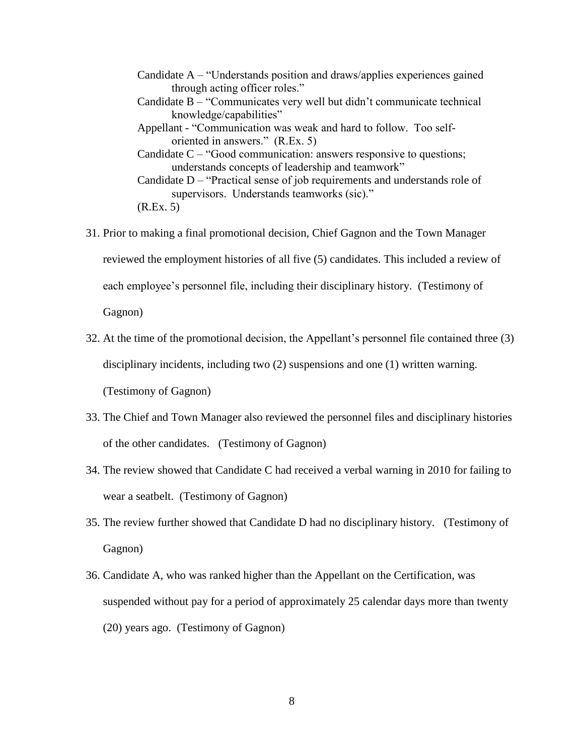Candidate A – "Understands position and draws/applies experiences gained through acting officer roles."

Candidate B – "Communicates very well but didn't communicate technical knowledge/capabilities"

Appellant - "Communication was weak and hard to follow. Too self-oriented in answers." (R.Ex. 5)

Candidate C – "Good communication: answers responsive to questions; understands concepts of leadership and teamwork"

Candidate D – "Practical sense of job requirements and understands role of supervisors. Understands teamworks (sic)."

(R.Ex. 5)

31. Prior to making a final promotional decision, Chief Gagnon and the Town Manager reviewed the employment histories of all five (5) candidates. This included a review of each employee's personnel file, including their disciplinary history. (Testimony of Gagnon)

32. At the time of the promotional decision, the Appellant's personnel file contained three (3) disciplinary incidents, including two (2) suspensions and one (1) written warning. (Testimony of Gagnon)

33. The Chief and Town Manager also reviewed the personnel files and disciplinary histories of the other candidates. (Testimony of Gagnon)

34. The review showed that Candidate C had received a verbal warning in 2010 for failing to wear a seatbelt. (Testimony of Gagnon)

35. The review further showed that Candidate D had no disciplinary history. (Testimony of Gagnon)

36. Candidate A, who was ranked higher than the Appellant on the Certification, was suspended without pay for a period of approximately 25 calendar days more than twenty (20) years ago. (Testimony of Gagnon)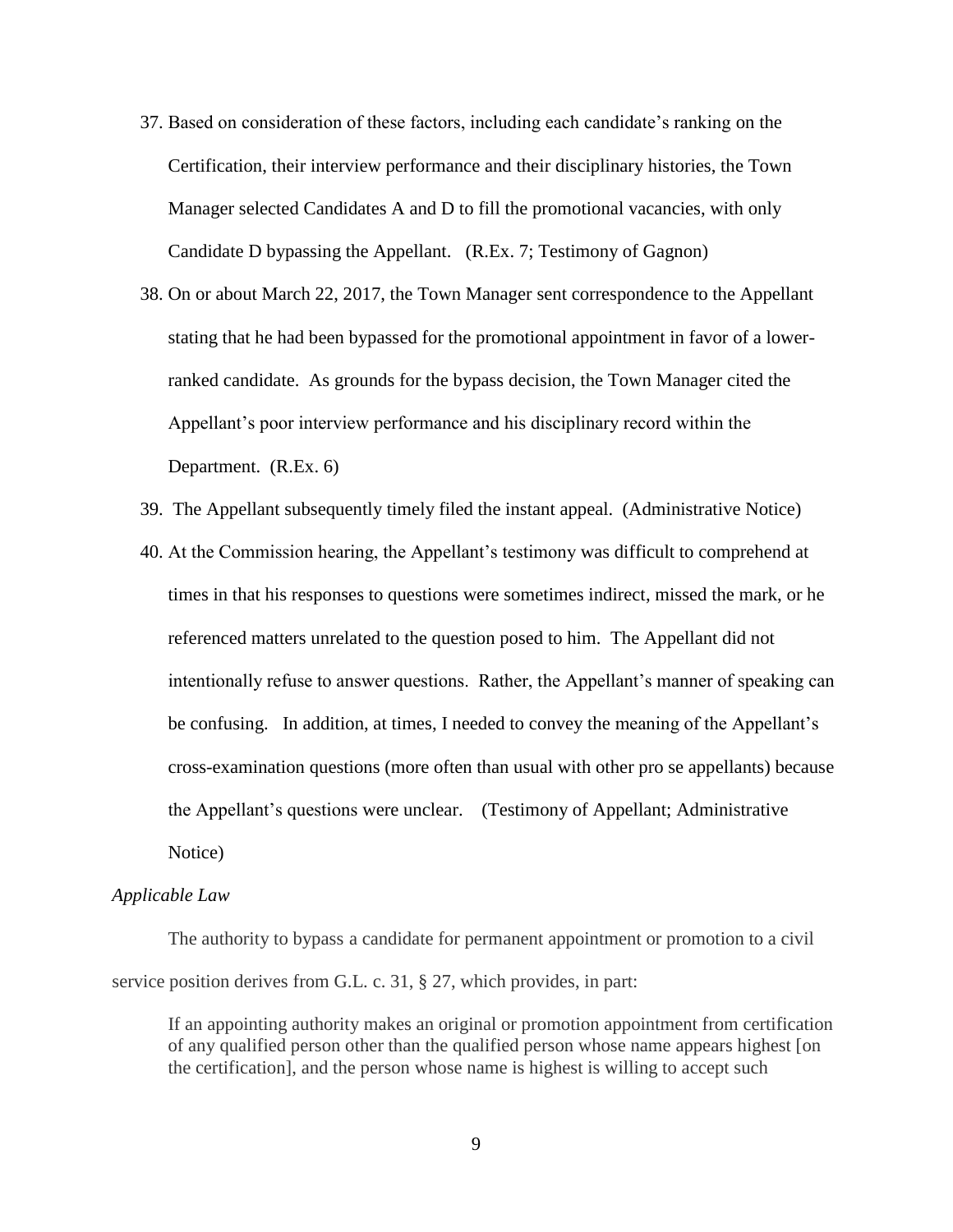37. Based on consideration of these factors, including each candidate's ranking on the Certification, their interview performance and their disciplinary histories, the Town Manager selected Candidates A and D to fill the promotional vacancies, with only Candidate D bypassing the Appellant. (R.Ex. 7; Testimony of Gagnon)

38. On or about March 22, 2017, the Town Manager sent correspondence to the Appellant stating that he had been bypassed for the promotional appointment in favor of a lower-ranked candidate. As grounds for the bypass decision, the Town Manager cited the Appellant's poor interview performance and his disciplinary record within the Department. (R.Ex. 6)

39. The Appellant subsequently timely filed the instant appeal. (Administrative Notice)

40. At the Commission hearing, the Appellant's testimony was difficult to comprehend at times in that his responses to questions were sometimes indirect, missed the mark, or he referenced matters unrelated to the question posed to him. The Appellant did not intentionally refuse to answer questions. Rather, the Appellant's manner of speaking can be confusing. In addition, at times, I needed to convey the meaning of the Appellant's cross-examination questions (more often than usual with other pro se appellants) because the Appellant's questions were unclear. (Testimony of Appellant; Administrative Notice)

*Applicable Law*

The authority to bypass a candidate for permanent appointment or promotion to a civil service position derives from G.L. c. 31, § 27, which provides, in part:

> If an appointing authority makes an original or promotion appointment from certification of any qualified person other than the qualified person whose name appears highest [on the certification], and the person whose name is highest is willing to accept such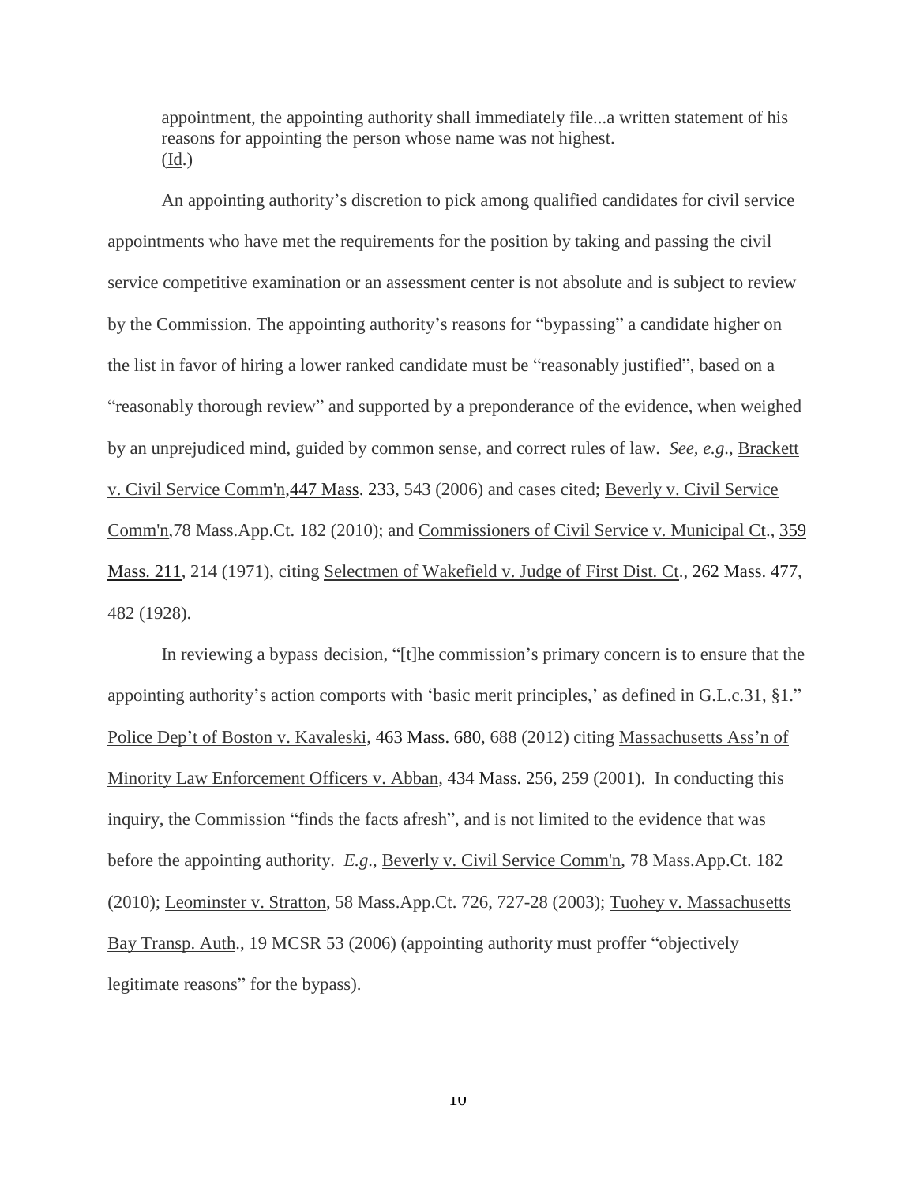appointment, the appointing authority shall immediately file...a written statement of his reasons for appointing the person whose name was not highest.
(Id.)

An appointing authority's discretion to pick among qualified candidates for civil service appointments who have met the requirements for the position by taking and passing the civil service competitive examination or an assessment center is not absolute and is subject to review by the Commission. The appointing authority's reasons for "bypassing" a candidate higher on the list in favor of hiring a lower ranked candidate must be "reasonably justified", based on a "reasonably thorough review" and supported by a preponderance of the evidence, when weighed by an unprejudiced mind, guided by common sense, and correct rules of law. *See, e.g*., Brackett v. Civil Service Comm'n,447 Mass. 233, 543 (2006) and cases cited; Beverly v. Civil Service Comm'n,78 Mass.App.Ct. 182 (2010); and Commissioners of Civil Service v. Municipal Ct., 359 Mass. 211, 214 (1971), citing Selectmen of Wakefield v. Judge of First Dist. Ct., 262 Mass. 477, 482 (1928).

In reviewing a bypass decision, "[t]he commission's primary concern is to ensure that the appointing authority's action comports with 'basic merit principles,' as defined in G.L.c.31, §1." Police Dep't of Boston v. Kavaleski, 463 Mass. 680, 688 (2012) citing Massachusetts Ass'n of Minority Law Enforcement Officers v. Abban, 434 Mass. 256, 259 (2001). In conducting this inquiry, the Commission "finds the facts afresh", and is not limited to the evidence that was before the appointing authority. *E.g*., Beverly v. Civil Service Comm'n, 78 Mass.App.Ct. 182 (2010); Leominster v. Stratton, 58 Mass.App.Ct. 726, 727-28 (2003); Tuohey v. Massachusetts Bay Transp. Auth., 19 MCSR 53 (2006) (appointing authority must proffer "objectively legitimate reasons" for the bypass).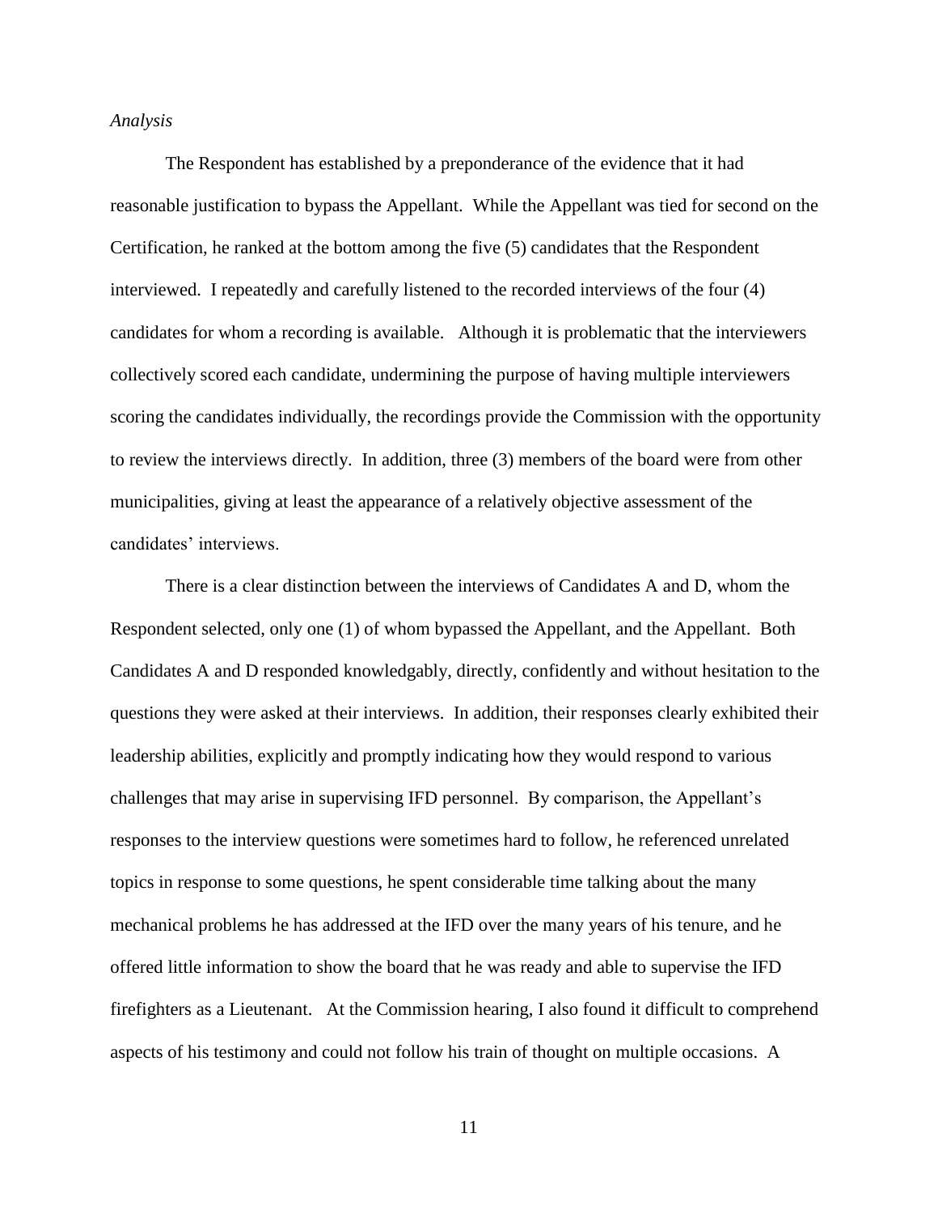*Analysis*

The Respondent has established by a preponderance of the evidence that it had reasonable justification to bypass the Appellant. While the Appellant was tied for second on the Certification, he ranked at the bottom among the five (5) candidates that the Respondent interviewed. I repeatedly and carefully listened to the recorded interviews of the four (4) candidates for whom a recording is available. Although it is problematic that the interviewers collectively scored each candidate, undermining the purpose of having multiple interviewers scoring the candidates individually, the recordings provide the Commission with the opportunity to review the interviews directly. In addition, three (3) members of the board were from other municipalities, giving at least the appearance of a relatively objective assessment of the candidates' interviews.

There is a clear distinction between the interviews of Candidates A and D, whom the Respondent selected, only one (1) of whom bypassed the Appellant, and the Appellant. Both Candidates A and D responded knowledgably, directly, confidently and without hesitation to the questions they were asked at their interviews. In addition, their responses clearly exhibited their leadership abilities, explicitly and promptly indicating how they would respond to various challenges that may arise in supervising IFD personnel. By comparison, the Appellant's responses to the interview questions were sometimes hard to follow, he referenced unrelated topics in response to some questions, he spent considerable time talking about the many mechanical problems he has addressed at the IFD over the many years of his tenure, and he offered little information to show the board that he was ready and able to supervise the IFD firefighters as a Lieutenant. At the Commission hearing, I also found it difficult to comprehend aspects of his testimony and could not follow his train of thought on multiple occasions. A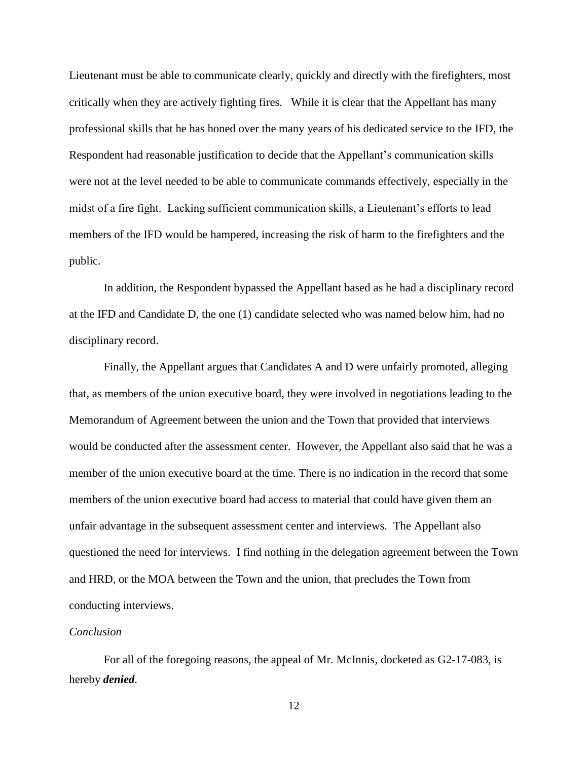Lieutenant must be able to communicate clearly, quickly and directly with the firefighters, most critically when they are actively fighting fires. While it is clear that the Appellant has many professional skills that he has honed over the many years of his dedicated service to the IFD, the Respondent had reasonable justification to decide that the Appellant's communication skills were not at the level needed to be able to communicate commands effectively, especially in the midst of a fire fight. Lacking sufficient communication skills, a Lieutenant's efforts to lead members of the IFD would be hampered, increasing the risk of harm to the firefighters and the public.

In addition, the Respondent bypassed the Appellant based as he had a disciplinary record at the IFD and Candidate D, the one (1) candidate selected who was named below him, had no disciplinary record.

Finally, the Appellant argues that Candidates A and D were unfairly promoted, alleging that, as members of the union executive board, they were involved in negotiations leading to the Memorandum of Agreement between the union and the Town that provided that interviews would be conducted after the assessment center. However, the Appellant also said that he was a member of the union executive board at the time. There is no indication in the record that some members of the union executive board had access to material that could have given them an unfair advantage in the subsequent assessment center and interviews. The Appellant also questioned the need for interviews. I find nothing in the delegation agreement between the Town and HRD, or the MOA between the Town and the union, that precludes the Town from conducting interviews.

*Conclusion*

For all of the foregoing reasons, the appeal of Mr. McInnis, docketed as G2-17-083, is hereby ***denied***.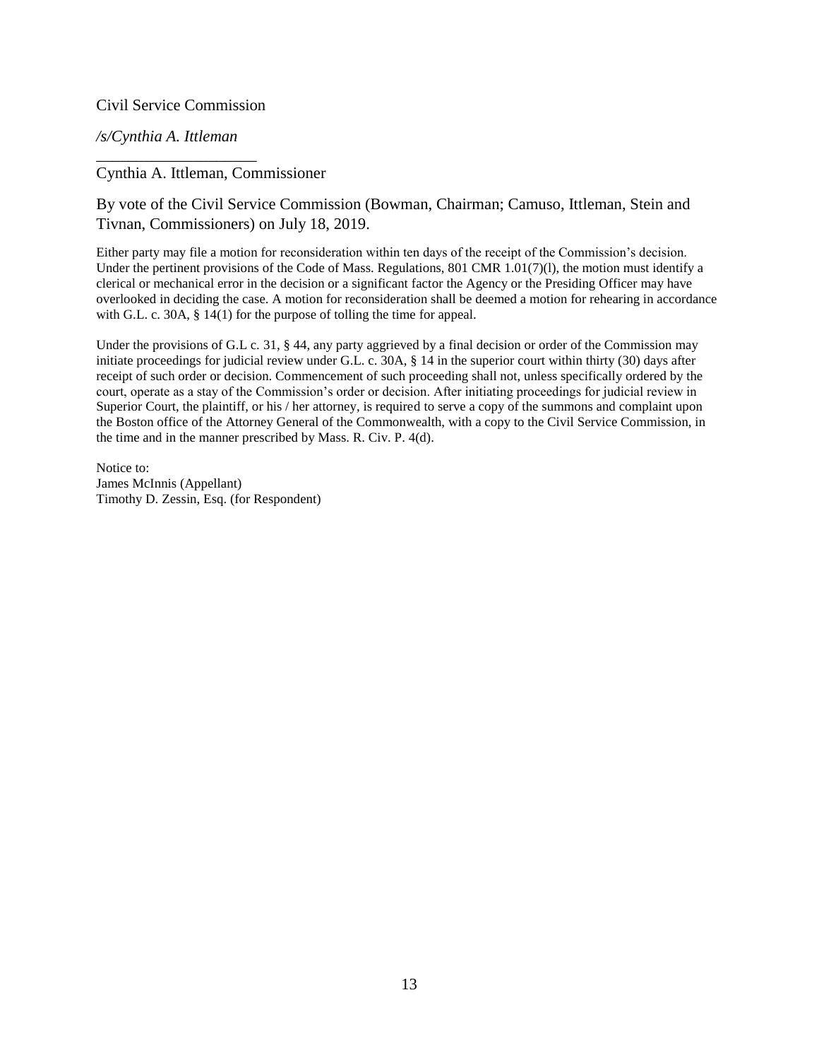Civil Service Commission

*/s/Cynthia A. Ittleman*

\_\_\_\_\_\_\_\_\_\_\_\_\_\_\_\_\_\_\_\_\_

Cynthia A. Ittleman, Commissioner

By vote of the Civil Service Commission (Bowman, Chairman; Camuso, Ittleman, Stein and Tivnan, Commissioners) on July 18, 2019.

Either party may file a motion for reconsideration within ten days of the receipt of the Commission's decision. Under the pertinent provisions of the Code of Mass. Regulations, 801 CMR 1.01(7)(l), the motion must identify a clerical or mechanical error in the decision or a significant factor the Agency or the Presiding Officer may have overlooked in deciding the case. A motion for reconsideration shall be deemed a motion for rehearing in accordance with G.L. c. 30A, § 14(1) for the purpose of tolling the time for appeal.

Under the provisions of G.L c. 31, § 44, any party aggrieved by a final decision or order of the Commission may initiate proceedings for judicial review under G.L. c. 30A, § 14 in the superior court within thirty (30) days after receipt of such order or decision. Commencement of such proceeding shall not, unless specifically ordered by the court, operate as a stay of the Commission's order or decision. After initiating proceedings for judicial review in Superior Court, the plaintiff, or his / her attorney, is required to serve a copy of the summons and complaint upon the Boston office of the Attorney General of the Commonwealth, with a copy to the Civil Service Commission, in the time and in the manner prescribed by Mass. R. Civ. P. 4(d).

Notice to:
James McInnis (Appellant)
Timothy D. Zessin, Esq. (for Respondent)